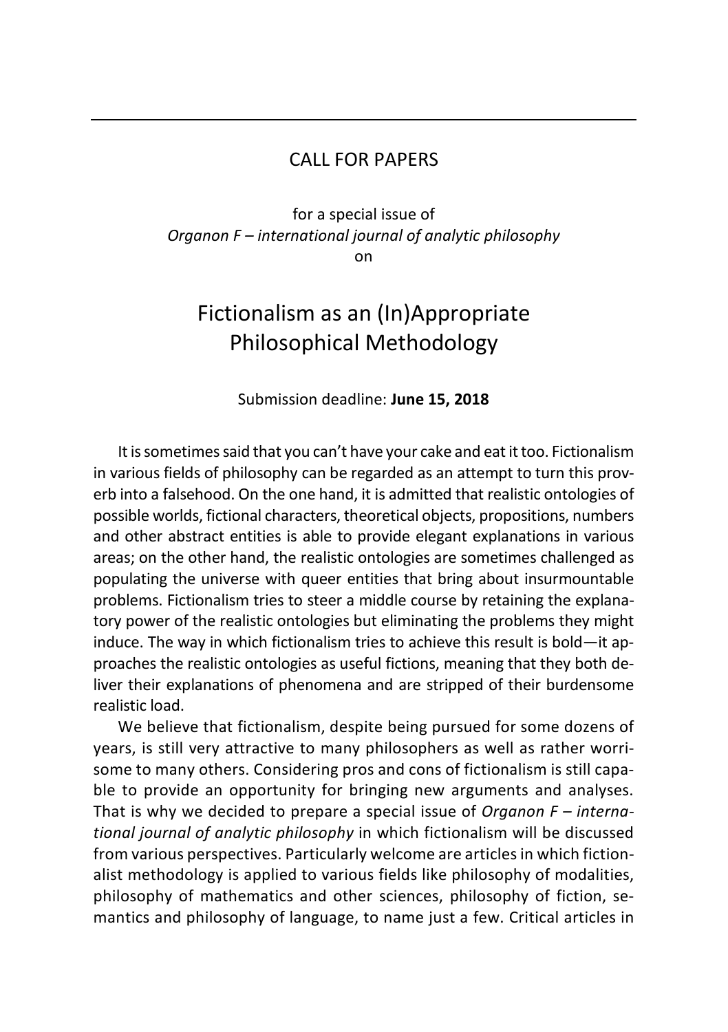CALL FOR PAPERS

for a special issue of
*Organon F – international journal of analytic philosophy*
on

# Fictionalism as an (In)Appropriate Philosophical Methodology

Submission deadline: **June 15, 2018**

It is sometimes said that you can't have your cake and eat it too. Fictionalism in various fields of philosophy can be regarded as an attempt to turn this proverb into a falsehood. On the one hand, it is admitted that realistic ontologies of possible worlds, fictional characters, theoretical objects, propositions, numbers and other abstract entities is able to provide elegant explanations in various areas; on the other hand, the realistic ontologies are sometimes challenged as populating the universe with queer entities that bring about insurmountable problems. Fictionalism tries to steer a middle course by retaining the explanatory power of the realistic ontologies but eliminating the problems they might induce. The way in which fictionalism tries to achieve this result is bold—it approaches the realistic ontologies as useful fictions, meaning that they both deliver their explanations of phenomena and are stripped of their burdensome realistic load.

We believe that fictionalism, despite being pursued for some dozens of years, is still very attractive to many philosophers as well as rather worrisome to many others. Considering pros and cons of fictionalism is still capable to provide an opportunity for bringing new arguments and analyses. That is why we decided to prepare a special issue of *Organon F – international journal of analytic philosophy* in which fictionalism will be discussed from various perspectives. Particularly welcome are articles in which fictionalist methodology is applied to various fields like philosophy of modalities, philosophy of mathematics and other sciences, philosophy of fiction, semantics and philosophy of language, to name just a few. Critical articles in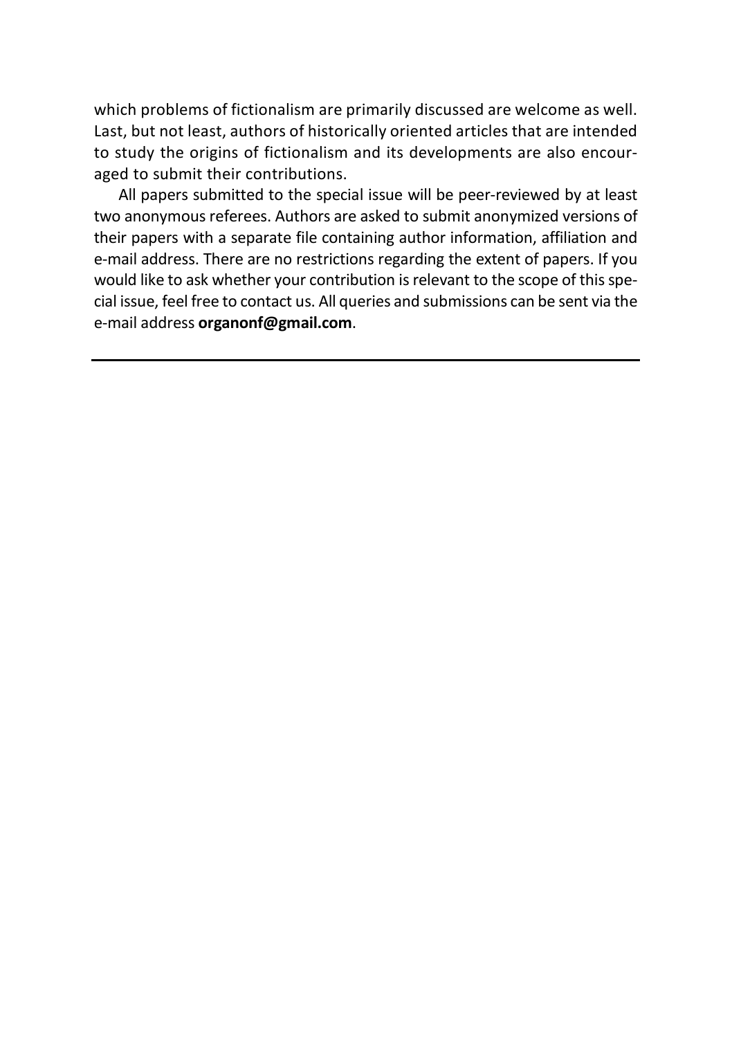which problems of fictionalism are primarily discussed are welcome as well. Last, but not least, authors of historically oriented articles that are intended to study the origins of fictionalism and its developments are also encouraged to submit their contributions.

All papers submitted to the special issue will be peer-reviewed by at least two anonymous referees. Authors are asked to submit anonymized versions of their papers with a separate file containing author information, affiliation and e-mail address. There are no restrictions regarding the extent of papers. If you would like to ask whether your contribution is relevant to the scope of this special issue, feel free to contact us. All queries and submissions can be sent via the e-mail address **organonf@gmail.com**.